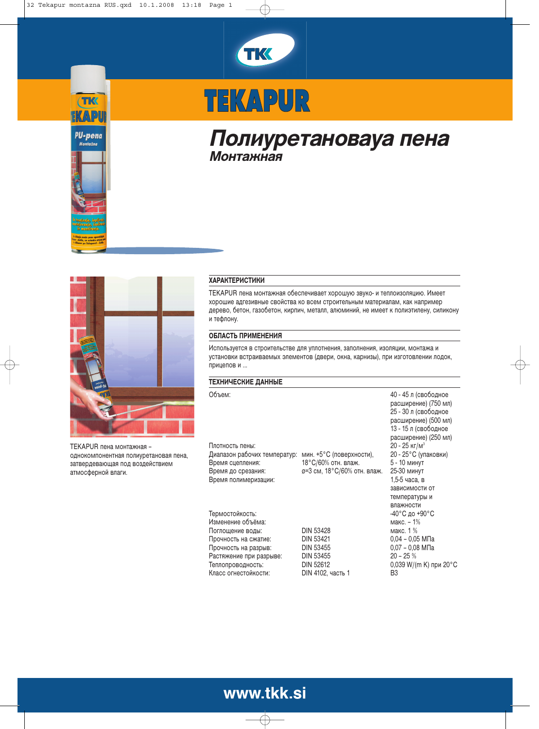# TEKAPUR

## Полиуретановауа пена

### Монтажная

TEKAPUR пена монтажная – однокомпонентная полиуретановая пена, затвердевающая под воздействием атмосферной влаги.

### ХАРАКТЕРИСТИКИ

TEKAPUR пена монтажная обеспечивает хорошую звуко- и теплоизоляцию. Имеет хорошие адгезивные свойства ко всем строительным материалам, как например дерево, бетон, газобетон, кирпич, металл, алюминий, не имеет к полиэтилену, силикону и тефлону.

### ОБЛАСТЬ ПРИМЕНЕНИЯ

Используется в строительстве для уплотнения, заполнения, изоляции, монтажа и установки встраиваемых элементов (двери, окна, карнизы), при изготовлении лодок, прицепов и ...

### ТЕХНИЧЕСКИЕ ДАННЫЕ

| | | |
|---|---|---|
| Объем: | | 40 - 45 л (свободное расширение) (750 мл) 25 - 30 л (свободное расширение) (500 мл) 13 - 15 л (свободное расширение) (250 мл) |
| Плотность пены: | | 20 - 25 кг/м$^3$ |
| Диапазон рабочих температур: | мин. +5°C (поверхности), | 20 - 25°C (упаковки) |
| Время сцепления: | 18°C/60% отн. влаж. | 5 - 10 минут |
| Время до срезания: | ø=3 см, 18°C/60% отн. влаж. | 25-30 минут |
| Время полимеризации: | | 1,5-5 часа, в зависимости от температуры и влажности |
| Термостойкость: | | -40°C до +90°C |
| Изменение объёма: | | макс. – 1% |
| Поглощение воды: | DIN 53428 | макс. 1 % |
| Прочность на сжатие: | DIN 53421 | 0,04 – 0,05 МПа |
| Прочность на разрыв: | DIN 53455 | 0,07 – 0,08 МПа |
| Растяжение при разрыве: | DIN 53455 | 20 – 25 % |
| Теплопроводность: | DIN 52612 | 0,039 W/(m K) при 20°C |
| Класс огнестойкости: | DIN 4102, часть 1 | B3 |

www.tkk.si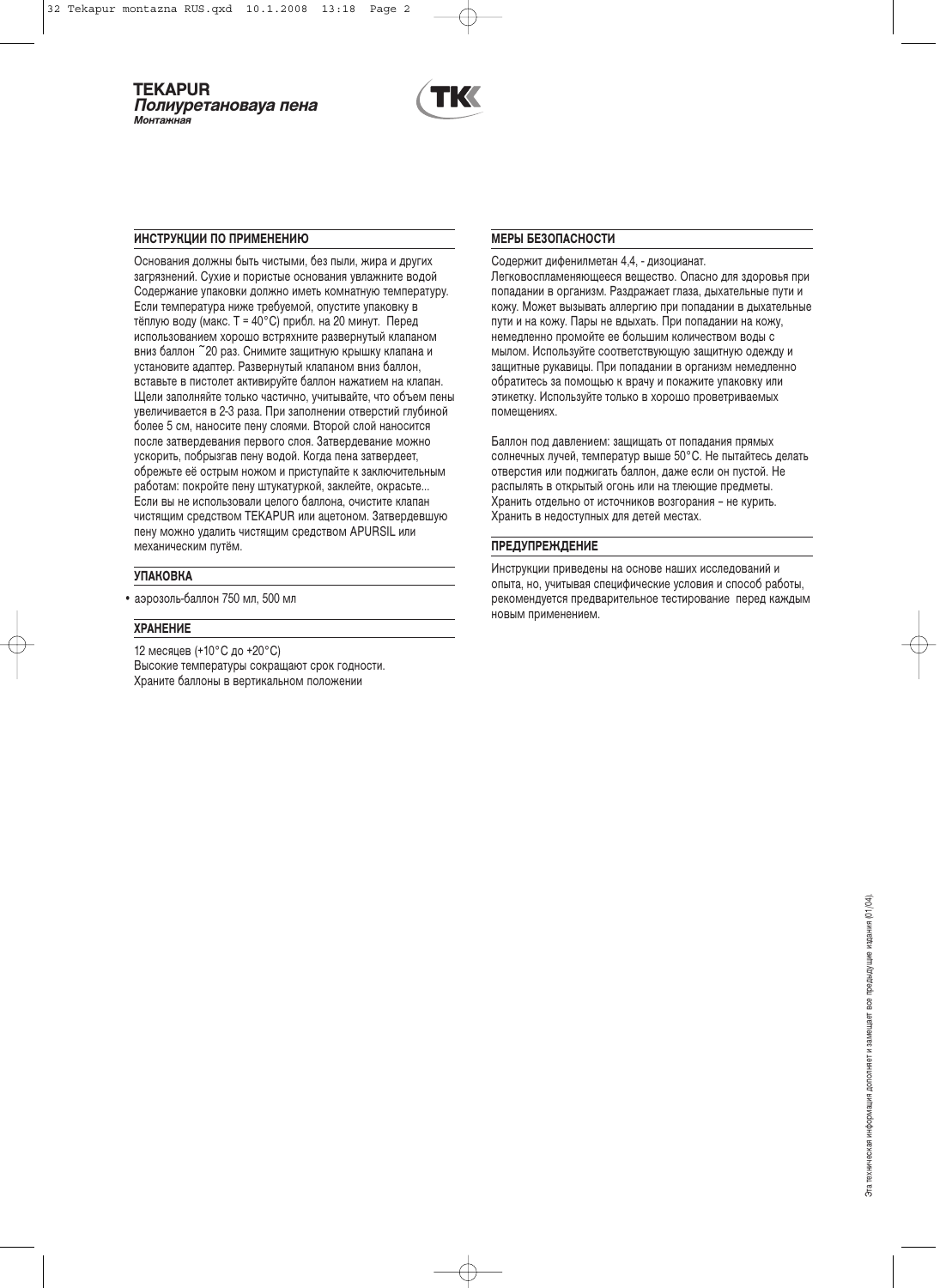# TEKAPUR

## *Полиуретановауа пена*

***Монтажная***

### ИНСТРУКЦИИ ПО ПРИМЕНЕНИЮ

Основания должны быть чистыми, без пыли, жира и других загрязнений. Сухие и пористые основания увлажните водой Содержание упаковки должно иметь комнатную температуру. Если температура ниже требуемой, опустите упаковку в тёплую воду (макс. T = 40°C) прибл. на 20 минут. Перед использованием хорошо встряхните развернутый клапаном вниз баллон ~20 раз. Снимите защитную крышку клапана и установите адаптер. Развернутый клапаном вниз баллон, вставьте в пистолет активируйте баллон нажатием на клапан. Щели заполняйте только частично, учитывайте, что объем пены увеличивается в 2-3 раза. При заполнении отверстий глубиной более 5 см, наносите пену слоями. Второй слой наносится после затвердевания первого слоя. Затвердевание можно ускорить, побрызгав пену водой. Когда пена затвердеет, обрежьте её острым ножом и приступайте к заключительным работам: покройте пену штукатуркой, заклейте, окрасьте... Если вы не использовали целого баллона, очистите клапан чистящим средством TEKAPUR или ацетоном. Затвердевшую пену можно удалить чистящим средством APURSIL или механическим путём.

### УПАКОВКА

- аэрозоль-баллон 750 мл, 500 мл

### ХРАНЕНИЕ

12 месяцев (+10°C до +20°C)
Высокие температуры сокращают срок годности.
Храните баллоны в вертикальном положении

### МЕРЫ БЕЗОПАСНОСТИ

Содержит дифенилметан 4,4, - дизоцианат.
Легковоспламеняющееся вещество. Опасно для здоровья при попадании в организм. Раздражает глаза, дыхательные пути и кожу. Может вызывать аллергию при попадании в дыхательные пути и на кожу. Пары не вдыхать. При попадании на кожу, немедленно промойте ее большим количеством воды с мылом. Используйте соответствующую защитную одежду и защитные рукавицы. При попадании в организм немедленно обратитесь за помощью к врачу и покажите упаковку или этикетку. Используйте только в хорошо проветриваемых помещениях.

Баллон под давлением: защищать от попадания прямых солнечных лучей, температур выше 50°C. Не пытайтесь делать отверстия или поджигать баллон, даже если он пустой. Не распылять в открытый огонь или на тлеющие предметы. Хранить отдельно от источников возгорания – не курить. Хранить в недоступных для детей местах.

### ПРЕДУПРЕЖДЕНИЕ

Инструкции приведены на основе наших исследований и опыта, но, учитывая специфические условия и способ работы, рекомендуется предварительное тестирование перед каждым новым применением.

Эта техническая информация дополняет и замещает все предыдущие издания (01/04).